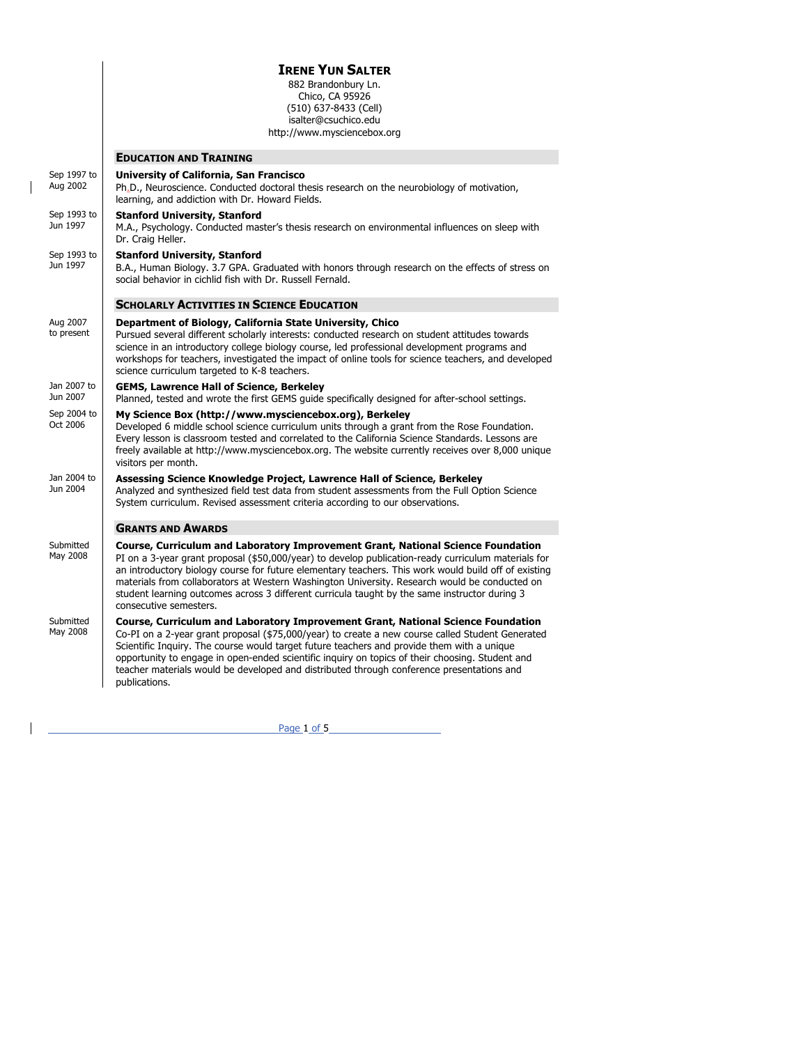# Irene Yun Salter

882 Brandonbury Ln.
Chico, CA 95926
(510) 637-8433 (Cell)
isalter@csuchico.edu
http://www.mysciencebox.org

## Education and Training

Sep 1997 to Aug 2002
**University of California, San Francisco**
Ph.D., Neuroscience. Conducted doctoral thesis research on the neurobiology of motivation, learning, and addiction with Dr. Howard Fields.

Sep 1993 to Jun 1997
**Stanford University, Stanford**
M.A., Psychology. Conducted master's thesis research on environmental influences on sleep with Dr. Craig Heller.

Sep 1993 to Jun 1997
**Stanford University, Stanford**
B.A., Human Biology. 3.7 GPA. Graduated with honors through research on the effects of stress on social behavior in cichlid fish with Dr. Russell Fernald.

## Scholarly Activities in Science Education

Aug 2007 to present
**Department of Biology, California State University, Chico**
Pursued several different scholarly interests: conducted research on student attitudes towards science in an introductory college biology course, led professional development programs and workshops for teachers, investigated the impact of online tools for science teachers, and developed science curriculum targeted to K-8 teachers.

Jan 2007 to Jun 2007
**GEMS, Lawrence Hall of Science, Berkeley**
Planned, tested and wrote the first GEMS guide specifically designed for after-school settings.

Sep 2004 to Oct 2006
**My Science Box (http://www.mysciencebox.org), Berkeley**
Developed 6 middle school science curriculum units through a grant from the Rose Foundation. Every lesson is classroom tested and correlated to the California Science Standards. Lessons are freely available at http://www.mysciencebox.org. The website currently receives over 8,000 unique visitors per month.

Jan 2004 to Jun 2004
**Assessing Science Knowledge Project, Lawrence Hall of Science, Berkeley**
Analyzed and synthesized field test data from student assessments from the Full Option Science System curriculum. Revised assessment criteria according to our observations.

## Grants and Awards

Submitted May 2008
**Course, Curriculum and Laboratory Improvement Grant, National Science Foundation**
PI on a 3-year grant proposal ($50,000/year) to develop publication-ready curriculum materials for an introductory biology course for future elementary teachers. This work would build off of existing materials from collaborators at Western Washington University. Research would be conducted on student learning outcomes across 3 different curricula taught by the same instructor during 3 consecutive semesters.

Submitted May 2008
**Course, Curriculum and Laboratory Improvement Grant, National Science Foundation**
Co-PI on a 2-year grant proposal ($75,000/year) to create a new course called Student Generated Scientific Inquiry. The course would target future teachers and provide them with a unique opportunity to engage in open-ended scientific inquiry on topics of their choosing. Student and teacher materials would be developed and distributed through conference presentations and publications.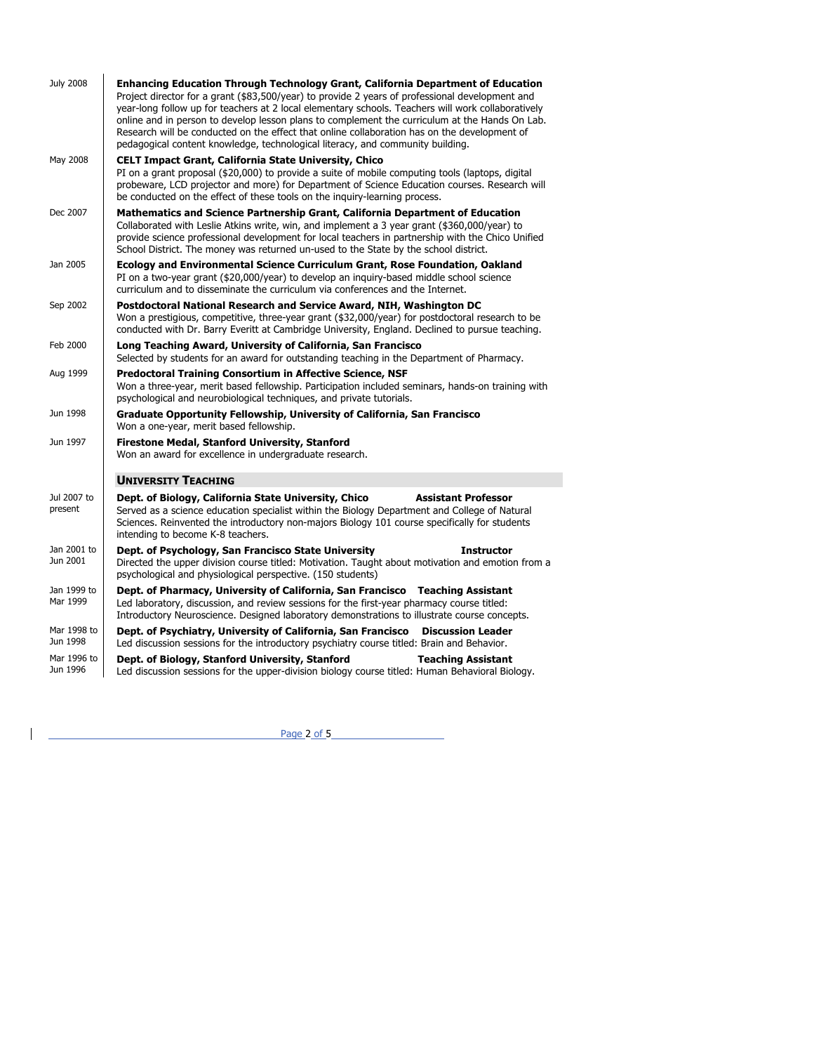July 2008 — **Enhancing Education Through Technology Grant, California Department of Education**
Project director for a grant ($83,500/year) to provide 2 years of professional development and year-long follow up for teachers at 2 local elementary schools. Teachers will work collaboratively online and in person to develop lesson plans to complement the curriculum at the Hands On Lab. Research will be conducted on the effect that online collaboration has on the development of pedagogical content knowledge, technological literacy, and community building.

May 2008 — **CELT Impact Grant, California State University, Chico**
PI on a grant proposal ($20,000) to provide a suite of mobile computing tools (laptops, digital probeware, LCD projector and more) for Department of Science Education courses. Research will be conducted on the effect of these tools on the inquiry-learning process.

Dec 2007 — **Mathematics and Science Partnership Grant, California Department of Education**
Collaborated with Leslie Atkins write, win, and implement a 3 year grant ($360,000/year) to provide science professional development for local teachers in partnership with the Chico Unified School District. The money was returned un-used to the State by the school district.

Jan 2005 — **Ecology and Environmental Science Curriculum Grant, Rose Foundation, Oakland**
PI on a two-year grant ($20,000/year) to develop an inquiry-based middle school science curriculum and to disseminate the curriculum via conferences and the Internet.

Sep 2002 — **Postdoctoral National Research and Service Award, NIH, Washington DC**
Won a prestigious, competitive, three-year grant ($32,000/year) for postdoctoral research to be conducted with Dr. Barry Everitt at Cambridge University, England. Declined to pursue teaching.

Feb 2000 — **Long Teaching Award, University of California, San Francisco**
Selected by students for an award for outstanding teaching in the Department of Pharmacy.

Aug 1999 — **Predoctoral Training Consortium in Affective Science, NSF**
Won a three-year, merit based fellowship. Participation included seminars, hands-on training with psychological and neurobiological techniques, and private tutorials.

Jun 1998 — **Graduate Opportunity Fellowship, University of California, San Francisco**
Won a one-year, merit based fellowship.

Jun 1997 — **Firestone Medal, Stanford University, Stanford**
Won an award for excellence in undergraduate research.

## University Teaching

Jul 2007 to present — **Dept. of Biology, California State University, Chico** — **Assistant Professor**
Served as a science education specialist within the Biology Department and College of Natural Sciences. Reinvented the introductory non-majors Biology 101 course specifically for students intending to become K-8 teachers.

Jan 2001 to Jun 2001 — **Dept. of Psychology, San Francisco State University** — **Instructor**
Directed the upper division course titled: Motivation. Taught about motivation and emotion from a psychological and physiological perspective. (150 students)

Jan 1999 to Mar 1999 — **Dept. of Pharmacy, University of California, San Francisco** — **Teaching Assistant**
Led laboratory, discussion, and review sessions for the first-year pharmacy course titled: Introductory Neuroscience. Designed laboratory demonstrations to illustrate course concepts.

Mar 1998 to Jun 1998 — **Dept. of Psychiatry, University of California, San Francisco** — **Discussion Leader**
Led discussion sessions for the introductory psychiatry course titled: Brain and Behavior.

Mar 1996 to Jun 1996 — **Dept. of Biology, Stanford University, Stanford** — **Teaching Assistant**
Led discussion sessions for the upper-division biology course titled: Human Behavioral Biology.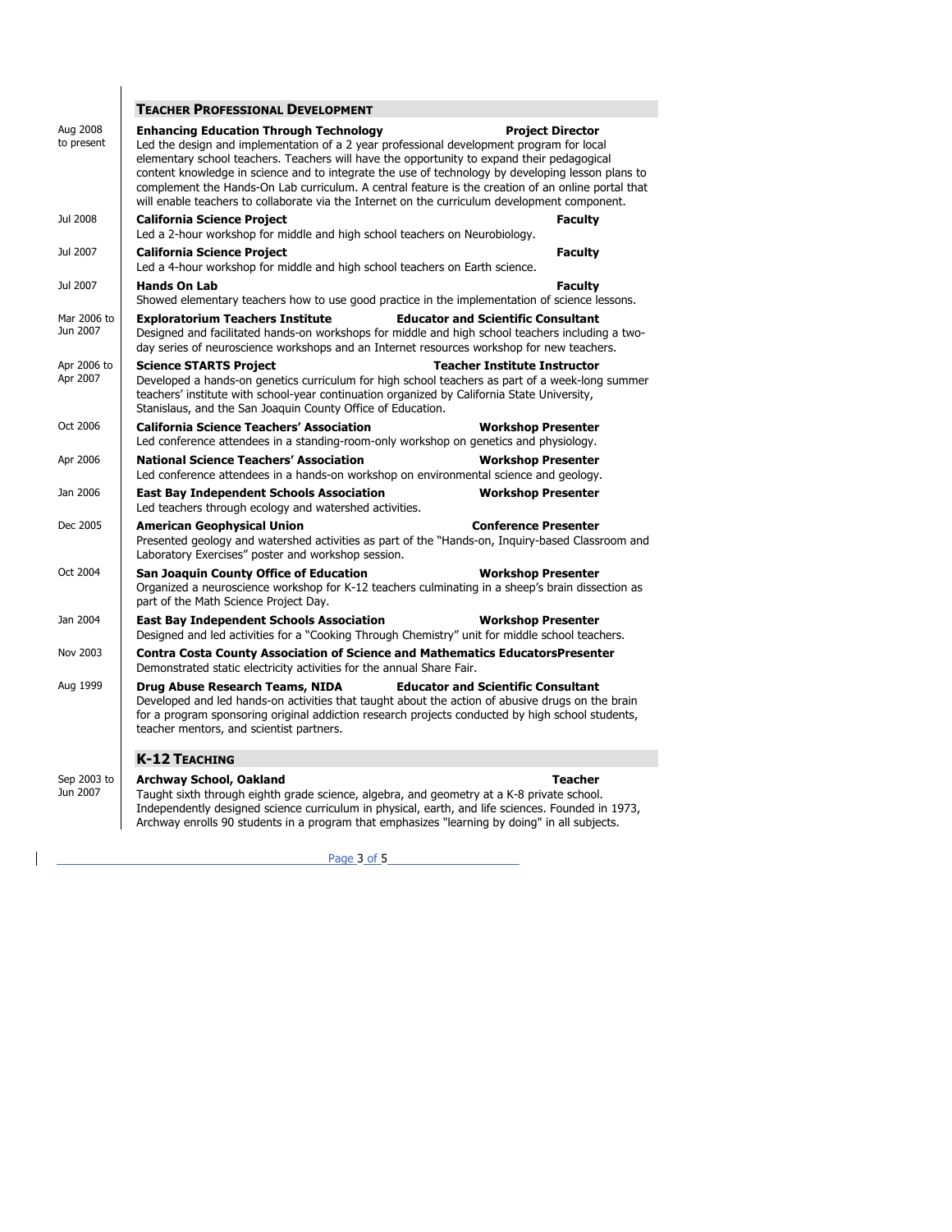## Teacher Professional Development

**Aug 2008 to present** — **Enhancing Education Through Technology** — **Project Director**
Led the design and implementation of a 2 year professional development program for local elementary school teachers. Teachers will have the opportunity to expand their pedagogical content knowledge in science and to integrate the use of technology by developing lesson plans to complement the Hands-On Lab curriculum. A central feature is the creation of an online portal that will enable teachers to collaborate via the Internet on the curriculum development component.

**Jul 2008** — **California Science Project** — **Faculty**
Led a 2-hour workshop for middle and high school teachers on Neurobiology.

**Jul 2007** — **California Science Project** — **Faculty**
Led a 4-hour workshop for middle and high school teachers on Earth science.

**Jul 2007** — **Hands On Lab** — **Faculty**
Showed elementary teachers how to use good practice in the implementation of science lessons.

**Mar 2006 to Jun 2007** — **Exploratorium Teachers Institute** — **Educator and Scientific Consultant**
Designed and facilitated hands-on workshops for middle and high school teachers including a two-day series of neuroscience workshops and an Internet resources workshop for new teachers.

**Apr 2006 to Apr 2007** — **Science STARTS Project** — **Teacher Institute Instructor**
Developed a hands-on genetics curriculum for high school teachers as part of a week-long summer teachers' institute with school-year continuation organized by California State University, Stanislaus, and the San Joaquin County Office of Education.

**Oct 2006** — **California Science Teachers' Association** — **Workshop Presenter**
Led conference attendees in a standing-room-only workshop on genetics and physiology.

**Apr 2006** — **National Science Teachers' Association** — **Workshop Presenter**
Led conference attendees in a hands-on workshop on environmental science and geology.

**Jan 2006** — **East Bay Independent Schools Association** — **Workshop Presenter**
Led teachers through ecology and watershed activities.

**Dec 2005** — **American Geophysical Union** — **Conference Presenter**
Presented geology and watershed activities as part of the "Hands-on, Inquiry-based Classroom and Laboratory Exercises" poster and workshop session.

**Oct 2004** — **San Joaquin County Office of Education** — **Workshop Presenter**
Organized a neuroscience workshop for K-12 teachers culminating in a sheep's brain dissection as part of the Math Science Project Day.

**Jan 2004** — **East Bay Independent Schools Association** — **Workshop Presenter**
Designed and led activities for a "Cooking Through Chemistry" unit for middle school teachers.

**Nov 2003** — **Contra Costa County Association of Science and Mathematics Educators** — **Presenter**
Demonstrated static electricity activities for the annual Share Fair.

**Aug 1999** — **Drug Abuse Research Teams, NIDA** — **Educator and Scientific Consultant**
Developed and led hands-on activities that taught about the action of abusive drugs on the brain for a program sponsoring original addiction research projects conducted by high school students, teacher mentors, and scientist partners.

## K-12 Teaching

**Sep 2003 to Jun 2007** — **Archway School, Oakland** — **Teacher**
Taught sixth through eighth grade science, algebra, and geometry at a K-8 private school. Independently designed science curriculum in physical, earth, and life sciences. Founded in 1973, Archway enrolls 90 students in a program that emphasizes "learning by doing" in all subjects.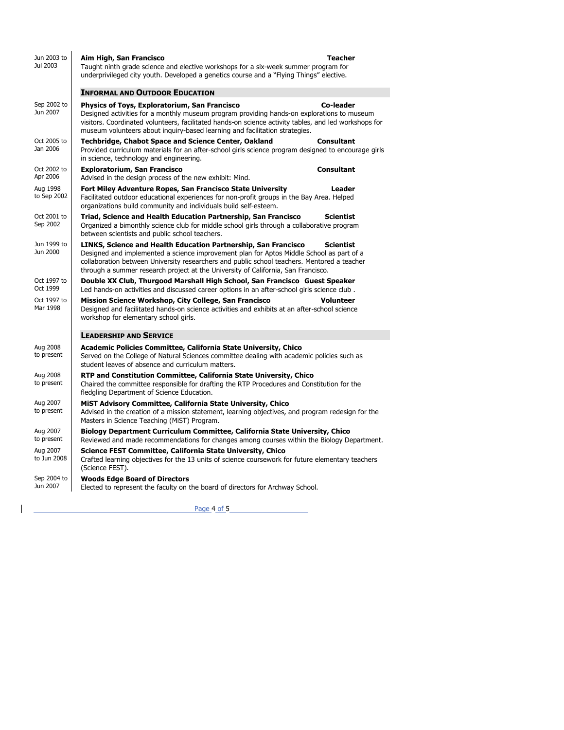Jun 2003 to Jul 2003 — **Aim High, San Francisco** — **Teacher**
Taught ninth grade science and elective workshops for a six-week summer program for underprivileged city youth. Developed a genetics course and a "Flying Things" elective.

## Informal and Outdoor Education

Sep 2002 to Jun 2007 — **Physics of Toys, Exploratorium, San Francisco** — **Co-leader**
Designed activities for a monthly museum program providing hands-on explorations to museum visitors. Coordinated volunteers, facilitated hands-on science activity tables, and led workshops for museum volunteers about inquiry-based learning and facilitation strategies.

Oct 2005 to Jan 2006 — **Techbridge, Chabot Space and Science Center, Oakland** — **Consultant**
Provided curriculum materials for an after-school girls science program designed to encourage girls in science, technology and engineering.

Oct 2002 to Apr 2006 — **Exploratorium, San Francisco** — **Consultant**
Advised in the design process of the new exhibit: Mind.

Aug 1998 to Sep 2002 — **Fort Miley Adventure Ropes, San Francisco State University** — **Leader**
Facilitated outdoor educational experiences for non-profit groups in the Bay Area. Helped organizations build community and individuals build self-esteem.

Oct 2001 to Sep 2002 — **Triad, Science and Health Education Partnership, San Francisco** — **Scientist**
Organized a bimonthly science club for middle school girls through a collaborative program between scientists and public school teachers.

Jun 1999 to Jun 2000 — **LINKS, Science and Health Education Partnership, San Francisco** — **Scientist**
Designed and implemented a science improvement plan for Aptos Middle School as part of a collaboration between University researchers and public school teachers. Mentored a teacher through a summer research project at the University of California, San Francisco.

Oct 1997 to Oct 1999 — **Double XX Club, Thurgood Marshall High School, San Francisco** — **Guest Speaker**
Led hands-on activities and discussed career options in an after-school girls science club .

Oct 1997 to Mar 1998 — **Mission Science Workshop, City College, San Francisco** — **Volunteer**
Designed and facilitated hands-on science activities and exhibits at an after-school science workshop for elementary school girls.

## Leadership and Service

Aug 2008 to present — **Academic Policies Committee, California State University, Chico**
Served on the College of Natural Sciences committee dealing with academic policies such as student leaves of absence and curriculum matters.

Aug 2008 to present — **RTP and Constitution Committee, California State University, Chico**
Chaired the committee responsible for drafting the RTP Procedures and Constitution for the fledgling Department of Science Education.

Aug 2007 to present — **MiST Advisory Committee, California State University, Chico**
Advised in the creation of a mission statement, learning objectives, and program redesign for the Masters in Science Teaching (MiST) Program.

Aug 2007 to present — **Biology Department Curriculum Committee, California State University, Chico**
Reviewed and made recommendations for changes among courses within the Biology Department.

Aug 2007 to Jun 2008 — **Science FEST Committee, California State University, Chico**
Crafted learning objectives for the 13 units of science coursework for future elementary teachers (Science FEST).

Sep 2004 to Jun 2007 — **Woods Edge Board of Directors**
Elected to represent the faculty on the board of directors for Archway School.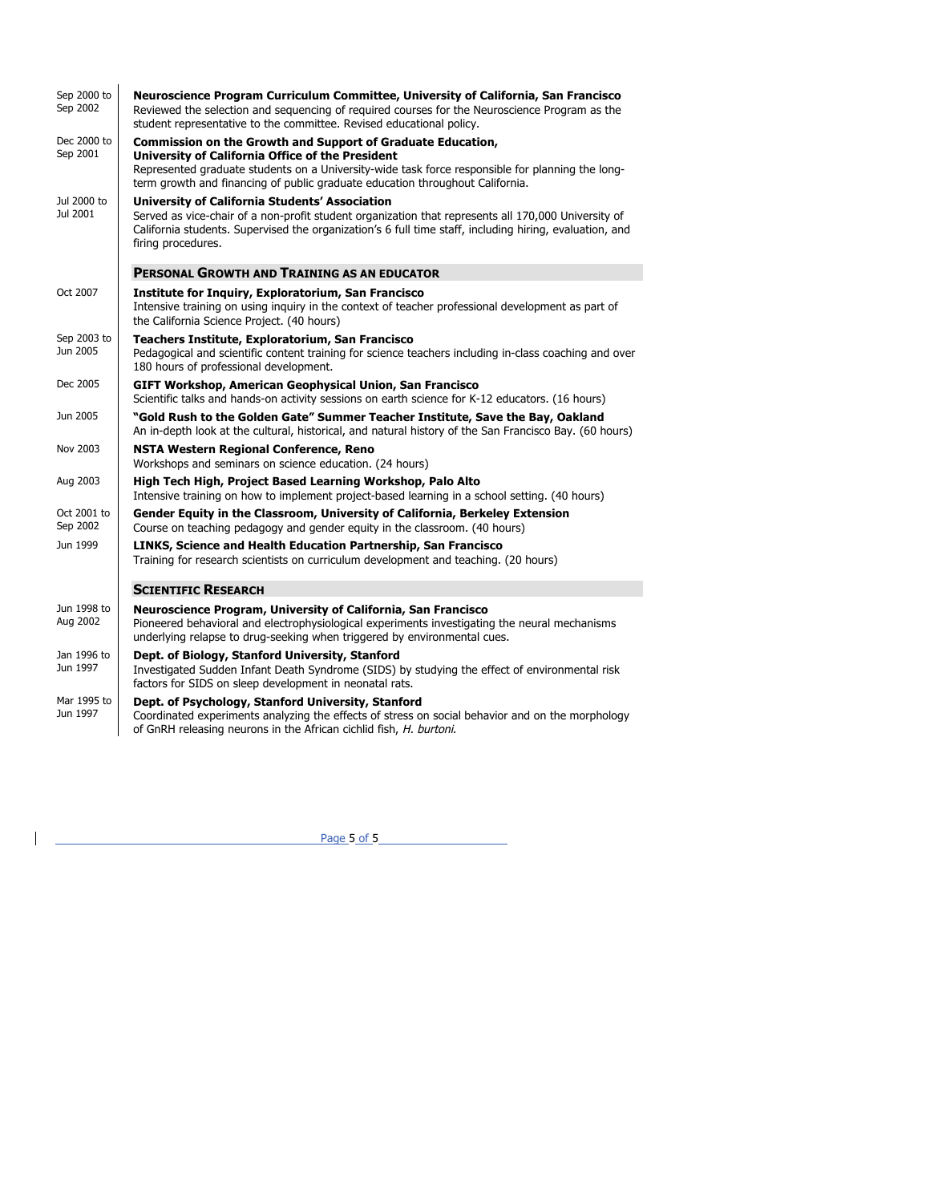**Sep 2000 to Sep 2002** — **Neuroscience Program Curriculum Committee, University of California, San Francisco**
Reviewed the selection and sequencing of required courses for the Neuroscience Program as the student representative to the committee. Revised educational policy.

**Dec 2000 to Sep 2001** — **Commission on the Growth and Support of Graduate Education, University of California Office of the President**
Represented graduate students on a University-wide task force responsible for planning the long-term growth and financing of public graduate education throughout California.

**Jul 2000 to Jul 2001** — **University of California Students' Association**
Served as vice-chair of a non-profit student organization that represents all 170,000 University of California students. Supervised the organization's 6 full time staff, including hiring, evaluation, and firing procedures.

## Personal Growth and Training as an Educator

**Oct 2007** — **Institute for Inquiry, Exploratorium, San Francisco**
Intensive training on using inquiry in the context of teacher professional development as part of the California Science Project. (40 hours)

**Sep 2003 to Jun 2005** — **Teachers Institute, Exploratorium, San Francisco**
Pedagogical and scientific content training for science teachers including in-class coaching and over 180 hours of professional development.

**Dec 2005** — **GIFT Workshop, American Geophysical Union, San Francisco**
Scientific talks and hands-on activity sessions on earth science for K-12 educators. (16 hours)

**Jun 2005** — **"Gold Rush to the Golden Gate" Summer Teacher Institute, Save the Bay, Oakland**
An in-depth look at the cultural, historical, and natural history of the San Francisco Bay. (60 hours)

**Nov 2003** — **NSTA Western Regional Conference, Reno**
Workshops and seminars on science education. (24 hours)

**Aug 2003** — **High Tech High, Project Based Learning Workshop, Palo Alto**
Intensive training on how to implement project-based learning in a school setting. (40 hours)

**Oct 2001 to Sep 2002** — **Gender Equity in the Classroom, University of California, Berkeley Extension**
Course on teaching pedagogy and gender equity in the classroom. (40 hours)

**Jun 1999** — **LINKS, Science and Health Education Partnership, San Francisco**
Training for research scientists on curriculum development and teaching. (20 hours)

## Scientific Research

**Jun 1998 to Aug 2002** — **Neuroscience Program, University of California, San Francisco**
Pioneered behavioral and electrophysiological experiments investigating the neural mechanisms underlying relapse to drug-seeking when triggered by environmental cues.

**Jan 1996 to Jun 1997** — **Dept. of Biology, Stanford University, Stanford**
Investigated Sudden Infant Death Syndrome (SIDS) by studying the effect of environmental risk factors for SIDS on sleep development in neonatal rats.

**Mar 1995 to Jun 1997** — **Dept. of Psychology, Stanford University, Stanford**
Coordinated experiments analyzing the effects of stress on social behavior and on the morphology of GnRH releasing neurons in the African cichlid fish, *H. burtoni*.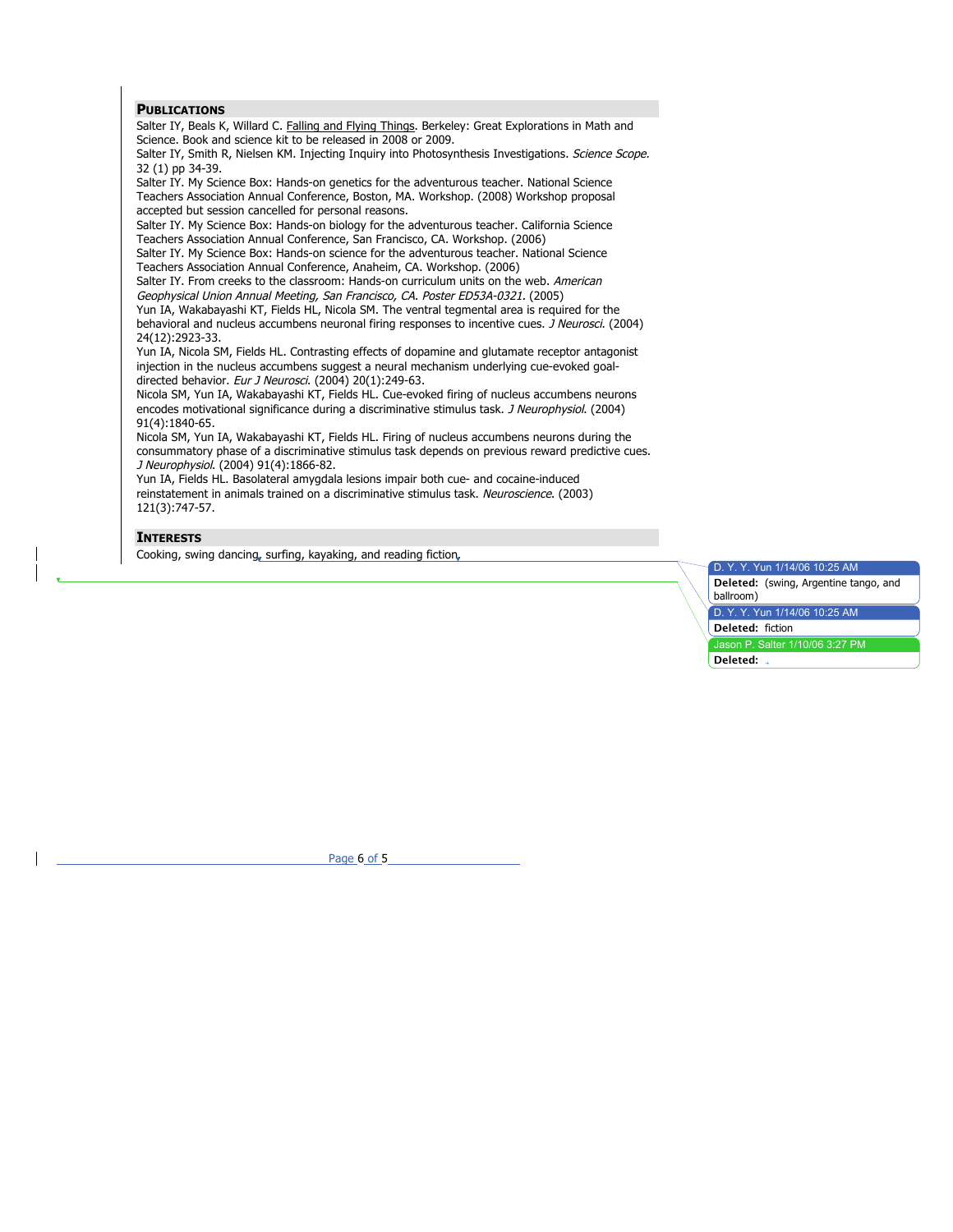## Publications

Salter IY, Beals K, Willard C. Falling and Flying Things. Berkeley: Great Explorations in Math and Science. Book and science kit to be released in 2008 or 2009.
Salter IY, Smith R, Nielsen KM. Injecting Inquiry into Photosynthesis Investigations. *Science Scope.* 32 (1) pp 34-39.
Salter IY. My Science Box: Hands-on genetics for the adventurous teacher. National Science Teachers Association Annual Conference, Boston, MA. Workshop. (2008) Workshop proposal accepted but session cancelled for personal reasons.
Salter IY. My Science Box: Hands-on biology for the adventurous teacher. California Science Teachers Association Annual Conference, San Francisco, CA. Workshop. (2006)
Salter IY. My Science Box: Hands-on science for the adventurous teacher. National Science Teachers Association Annual Conference, Anaheim, CA. Workshop. (2006)
Salter IY. From creeks to the classroom: Hands-on curriculum units on the web. *American Geophysical Union Annual Meeting, San Francisco, CA. Poster ED53A-0321.* (2005)
Yun IA, Wakabayashi KT, Fields HL, Nicola SM. The ventral tegmental area is required for the behavioral and nucleus accumbens neuronal firing responses to incentive cues. *J Neurosci.* (2004) 24(12):2923-33.
Yun IA, Nicola SM, Fields HL. Contrasting effects of dopamine and glutamate receptor antagonist injection in the nucleus accumbens suggest a neural mechanism underlying cue-evoked goal-directed behavior. *Eur J Neurosci.* (2004) 20(1):249-63.
Nicola SM, Yun IA, Wakabayashi KT, Fields HL. Cue-evoked firing of nucleus accumbens neurons encodes motivational significance during a discriminative stimulus task. *J Neurophysiol.* (2004) 91(4):1840-65.
Nicola SM, Yun IA, Wakabayashi KT, Fields HL. Firing of nucleus accumbens neurons during the consummatory phase of a discriminative stimulus task depends on previous reward predictive cues. *J Neurophysiol.* (2004) 91(4):1866-82.
Yun IA, Fields HL. Basolateral amygdala lesions impair both cue- and cocaine-induced reinstatement in animals trained on a discriminative stimulus task. *Neuroscience.* (2003) 121(3):747-57.

## Interests

Cooking, swing dancing, surfing, kayaking, and reading fiction.